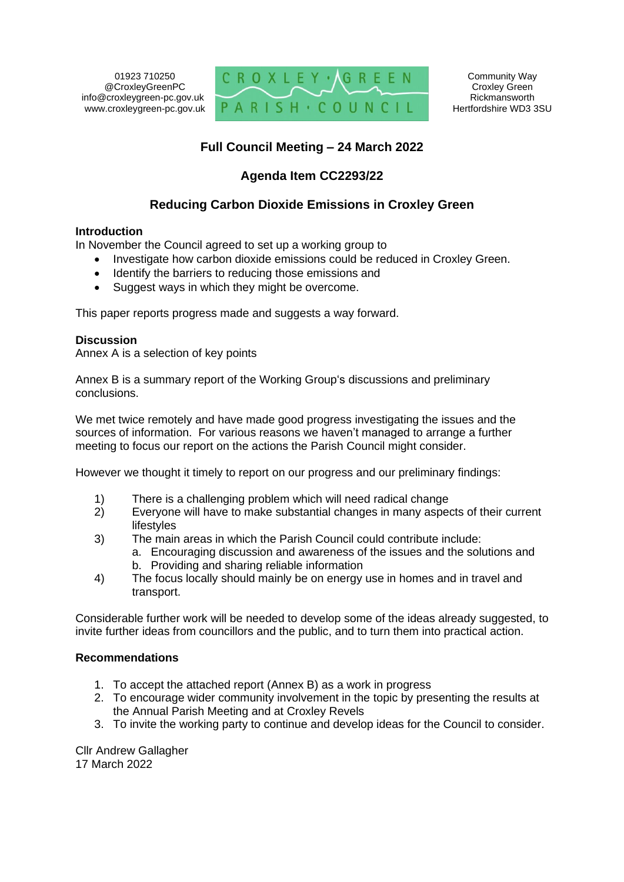01923 710250
@CroxleyGreenPC
info@croxleygreen-pc.gov.uk
www.croxleygreen-pc.gov.uk

CROXLEY GREEN PARISH COUNCIL

Community Way
Croxley Green
Rickmansworth
Hertfordshire WD3 3SU

# Full Council Meeting – 24 March 2022

## Agenda Item CC2293/22

## Reducing Carbon Dioxide Emissions in Croxley Green

**Introduction**

In November the Council agreed to set up a working group to

- Investigate how carbon dioxide emissions could be reduced in Croxley Green.
- Identify the barriers to reducing those emissions and
- Suggest ways in which they might be overcome.

This paper reports progress made and suggests a way forward.

**Discussion**

Annex A is a selection of key points

Annex B is a summary report of the Working Group's discussions and preliminary conclusions.

We met twice remotely and have made good progress investigating the issues and the sources of information. For various reasons we haven't managed to arrange a further meeting to focus our report on the actions the Parish Council might consider.

However we thought it timely to report on our progress and our preliminary findings:

1) There is a challenging problem which will need radical change
2) Everyone will have to make substantial changes in many aspects of their current lifestyles
3) The main areas in which the Parish Council could contribute include:
   a. Encouraging discussion and awareness of the issues and the solutions and
   b. Providing and sharing reliable information
4) The focus locally should mainly be on energy use in homes and in travel and transport.

Considerable further work will be needed to develop some of the ideas already suggested, to invite further ideas from councillors and the public, and to turn them into practical action.

**Recommendations**

1. To accept the attached report (Annex B) as a work in progress
2. To encourage wider community involvement in the topic by presenting the results at the Annual Parish Meeting and at Croxley Revels
3. To invite the working party to continue and develop ideas for the Council to consider.

Cllr Andrew Gallagher
17 March 2022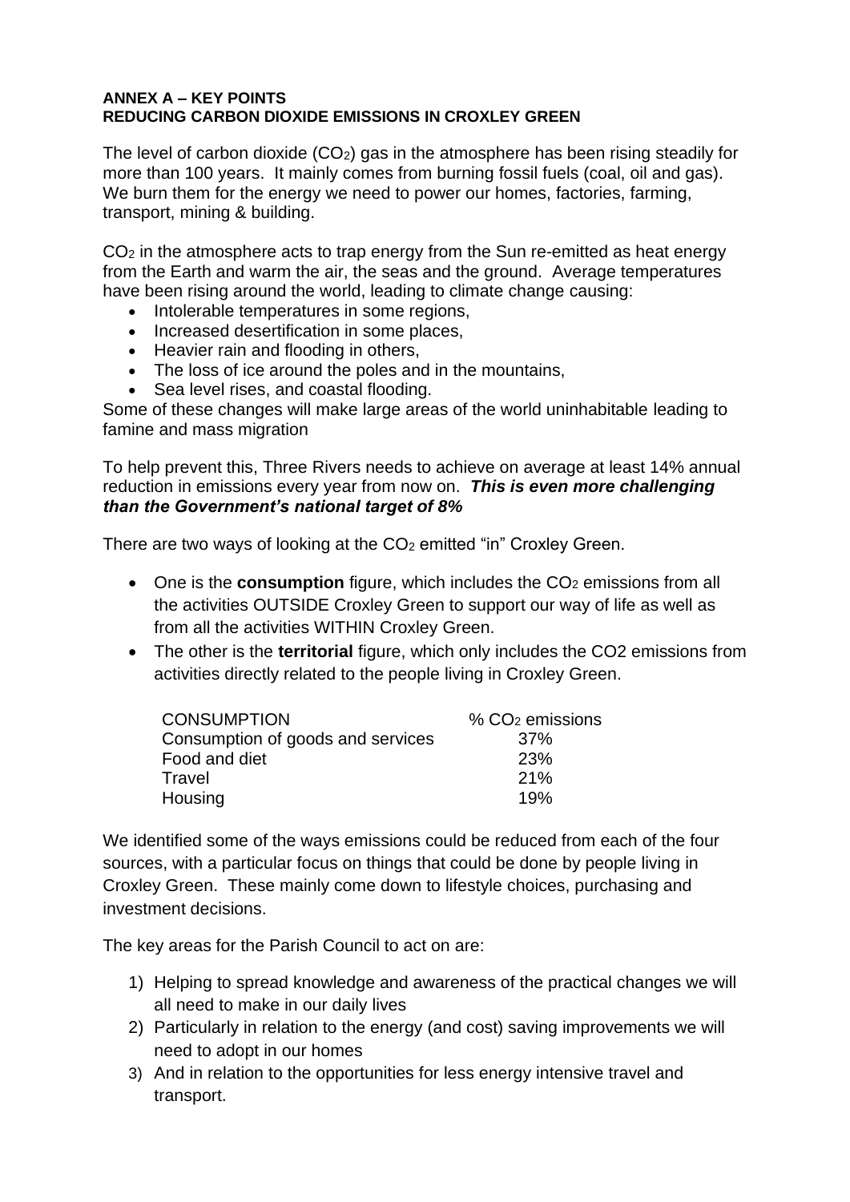**ANNEX A – KEY POINTS**
**REDUCING CARBON DIOXIDE EMISSIONS IN CROXLEY GREEN**

The level of carbon dioxide ($CO_2$) gas in the atmosphere has been rising steadily for more than 100 years. It mainly comes from burning fossil fuels (coal, oil and gas). We burn them for the energy we need to power our homes, factories, farming, transport, mining & building.

$CO_2$ in the atmosphere acts to trap energy from the Sun re-emitted as heat energy from the Earth and warm the air, the seas and the ground. Average temperatures have been rising around the world, leading to climate change causing:

- Intolerable temperatures in some regions,
- Increased desertification in some places,
- Heavier rain and flooding in others,
- The loss of ice around the poles and in the mountains,
- Sea level rises, and coastal flooding.

Some of these changes will make large areas of the world uninhabitable leading to famine and mass migration

To help prevent this, Three Rivers needs to achieve on average at least 14% annual reduction in emissions every year from now on. ***This is even more challenging than the Government's national target of 8%***

There are two ways of looking at the $CO_2$ emitted "in" Croxley Green.

- One is the **consumption** figure, which includes the $CO_2$ emissions from all the activities OUTSIDE Croxley Green to support our way of life as well as from all the activities WITHIN Croxley Green.
- The other is the **territorial** figure, which only includes the CO2 emissions from activities directly related to the people living in Croxley Green.

| CONSUMPTION | % $CO_2$ emissions |
|---|---|
| Consumption of goods and services | 37% |
| Food and diet | 23% |
| Travel | 21% |
| Housing | 19% |

We identified some of the ways emissions could be reduced from each of the four sources, with a particular focus on things that could be done by people living in Croxley Green. These mainly come down to lifestyle choices, purchasing and investment decisions.

The key areas for the Parish Council to act on are:

1) Helping to spread knowledge and awareness of the practical changes we will all need to make in our daily lives
2) Particularly in relation to the energy (and cost) saving improvements we will need to adopt in our homes
3) And in relation to the opportunities for less energy intensive travel and transport.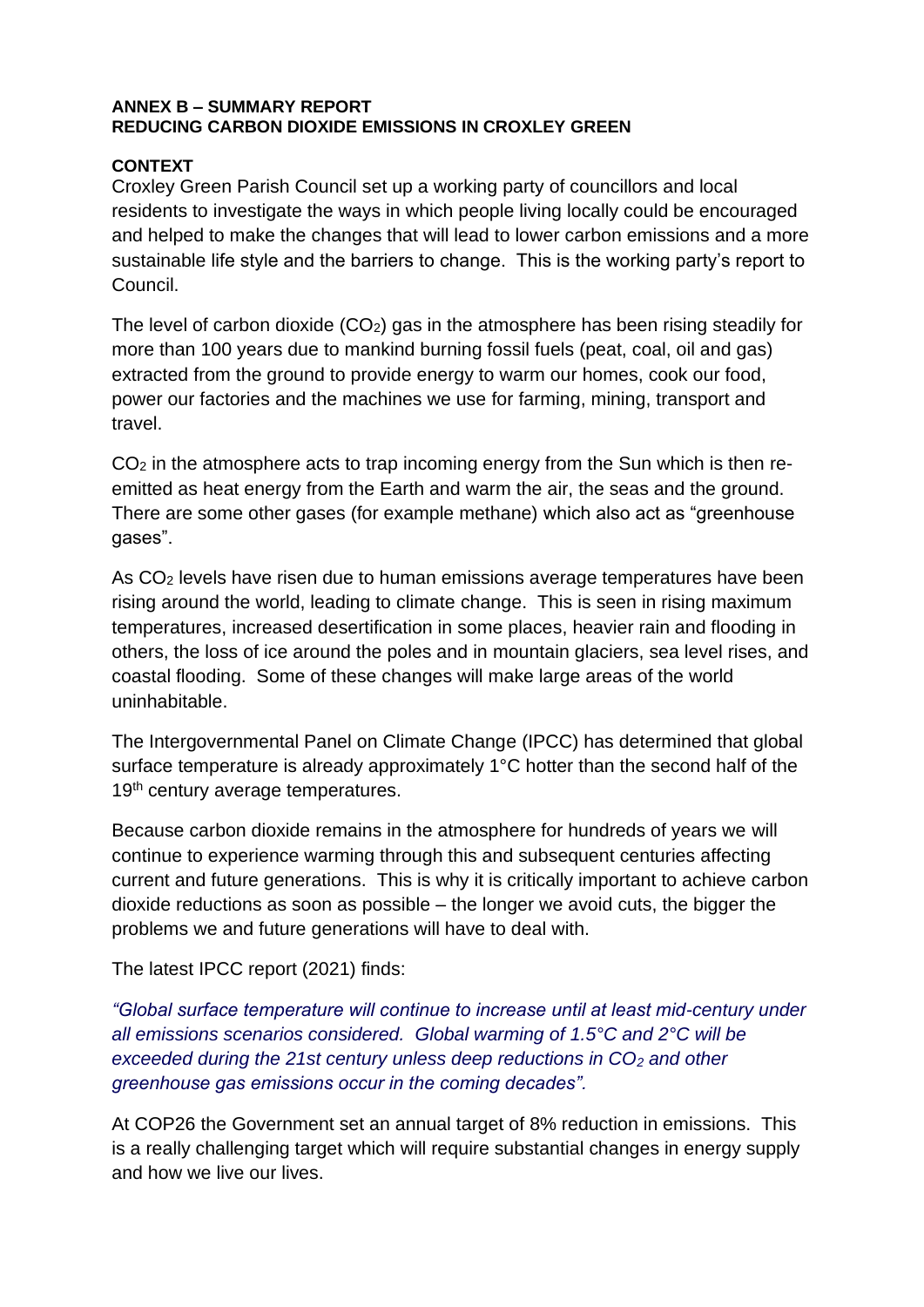**ANNEX B – SUMMARY REPORT**
**REDUCING CARBON DIOXIDE EMISSIONS IN CROXLEY GREEN**

**CONTEXT**

Croxley Green Parish Council set up a working party of councillors and local residents to investigate the ways in which people living locally could be encouraged and helped to make the changes that will lead to lower carbon emissions and a more sustainable life style and the barriers to change. This is the working party's report to Council.

The level of carbon dioxide ($CO_2$) gas in the atmosphere has been rising steadily for more than 100 years due to mankind burning fossil fuels (peat, coal, oil and gas) extracted from the ground to provide energy to warm our homes, cook our food, power our factories and the machines we use for farming, mining, transport and travel.

$CO_2$ in the atmosphere acts to trap incoming energy from the Sun which is then re-emitted as heat energy from the Earth and warm the air, the seas and the ground. There are some other gases (for example methane) which also act as "greenhouse gases".

As $CO_2$ levels have risen due to human emissions average temperatures have been rising around the world, leading to climate change. This is seen in rising maximum temperatures, increased desertification in some places, heavier rain and flooding in others, the loss of ice around the poles and in mountain glaciers, sea level rises, and coastal flooding. Some of these changes will make large areas of the world uninhabitable.

The Intergovernmental Panel on Climate Change (IPCC) has determined that global surface temperature is already approximately 1°C hotter than the second half of the 19th century average temperatures.

Because carbon dioxide remains in the atmosphere for hundreds of years we will continue to experience warming through this and subsequent centuries affecting current and future generations. This is why it is critically important to achieve carbon dioxide reductions as soon as possible – the longer we avoid cuts, the bigger the problems we and future generations will have to deal with.

The latest IPCC report (2021) finds:

*"Global surface temperature will continue to increase until at least mid-century under all emissions scenarios considered. Global warming of 1.5°C and 2°C will be exceeded during the 21st century unless deep reductions in $CO_2$ and other greenhouse gas emissions occur in the coming decades".*

At COP26 the Government set an annual target of 8% reduction in emissions. This is a really challenging target which will require substantial changes in energy supply and how we live our lives.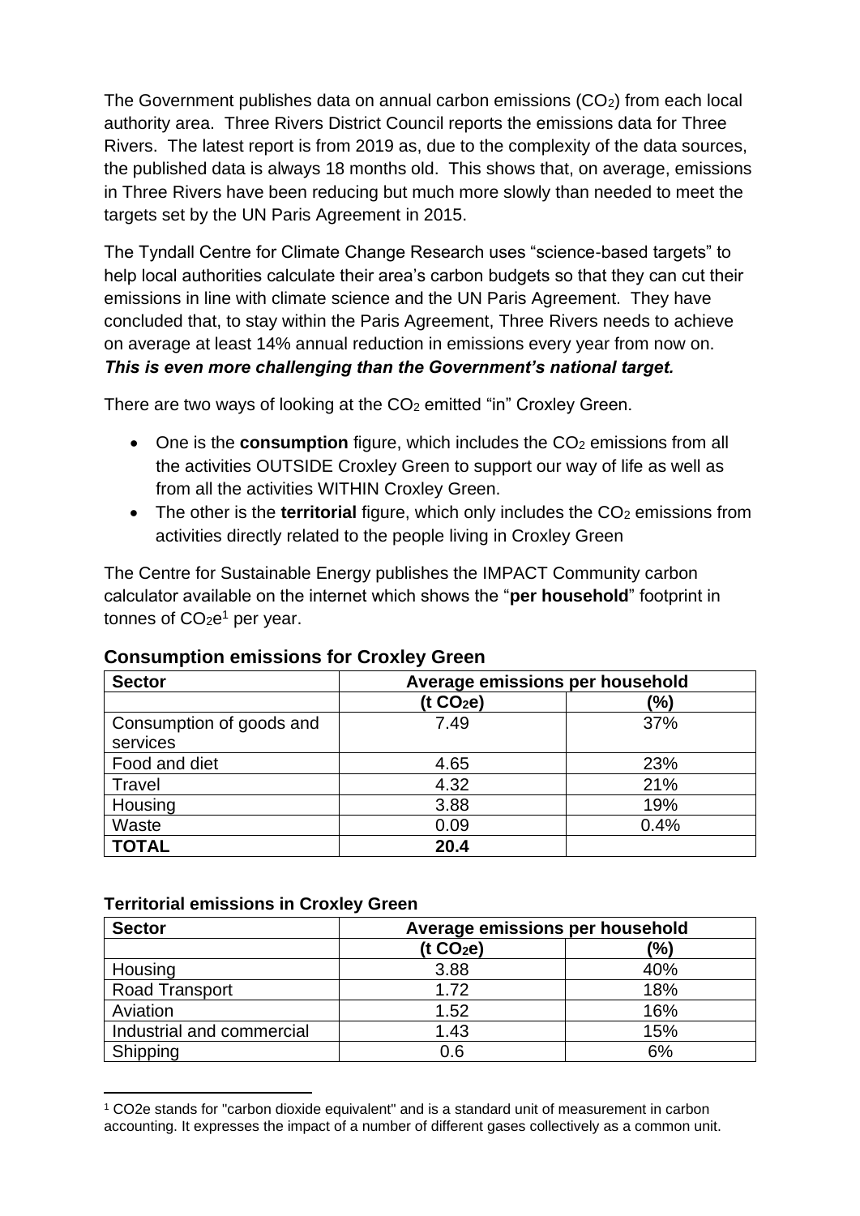The Government publishes data on annual carbon emissions ($CO_2$) from each local authority area. Three Rivers District Council reports the emissions data for Three Rivers. The latest report is from 2019 as, due to the complexity of the data sources, the published data is always 18 months old. This shows that, on average, emissions in Three Rivers have been reducing but much more slowly than needed to meet the targets set by the UN Paris Agreement in 2015.

The Tyndall Centre for Climate Change Research uses "science-based targets" to help local authorities calculate their area's carbon budgets so that they can cut their emissions in line with climate science and the UN Paris Agreement. They have concluded that, to stay within the Paris Agreement, Three Rivers needs to achieve on average at least 14% annual reduction in emissions every year from now on. ***This is even more challenging than the Government's national target.***

There are two ways of looking at the $CO_2$ emitted "in" Croxley Green.

- One is the **consumption** figure, which includes the $CO_2$ emissions from all the activities OUTSIDE Croxley Green to support our way of life as well as from all the activities WITHIN Croxley Green.
- The other is the **territorial** figure, which only includes the $CO_2$ emissions from activities directly related to the people living in Croxley Green

The Centre for Sustainable Energy publishes the IMPACT Community carbon calculator available on the internet which shows the "**per household**" footprint in tonnes of $CO_2e$[1] per year.

## Consumption emissions for Croxley Green

| **Sector** | **Average emissions per household** | |
|---|---|---|
| | **(t $CO_2e$)** | **(%)** |
| Consumption of goods and services | 7.49 | 37% |
| Food and diet | 4.65 | 23% |
| Travel | 4.32 | 21% |
| Housing | 3.88 | 19% |
| Waste | 0.09 | 0.4% |
| **TOTAL** | **20.4** | |

### Territorial emissions in Croxley Green

| **Sector** | **Average emissions per household** | |
|---|---|---|
| | **(t $CO_2e$)** | **(%)** |
| Housing | 3.88 | 40% |
| Road Transport | 1.72 | 18% |
| Aviation | 1.52 | 16% |
| Industrial and commercial | 1.43 | 15% |
| Shipping | 0.6 | 6% |

[1] CO2e stands for "carbon dioxide equivalent" and is a standard unit of measurement in carbon accounting. It expresses the impact of a number of different gases collectively as a common unit.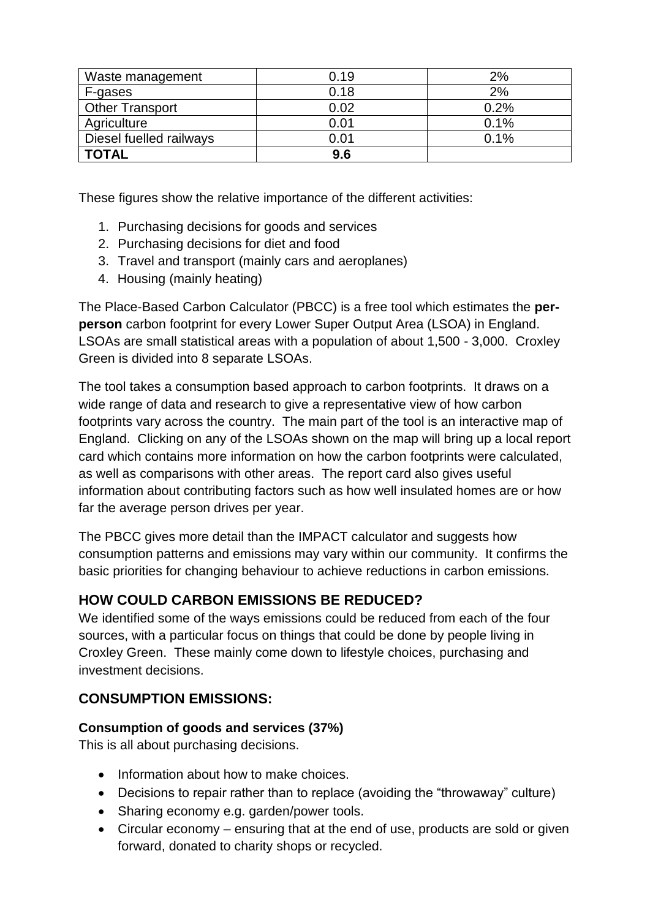| Waste management | 0.19 | 2% |
|---|---|---|
| F-gases | 0.18 | 2% |
| Other Transport | 0.02 | 0.2% |
| Agriculture | 0.01 | 0.1% |
| Diesel fuelled railways | 0.01 | 0.1% |
| **TOTAL** | **9.6** | |

These figures show the relative importance of the different activities:

1. Purchasing decisions for goods and services
2. Purchasing decisions for diet and food
3. Travel and transport (mainly cars and aeroplanes)
4. Housing (mainly heating)

The Place-Based Carbon Calculator (PBCC) is a free tool which estimates the **per-person** carbon footprint for every Lower Super Output Area (LSOA) in England. LSOAs are small statistical areas with a population of about 1,500 - 3,000. Croxley Green is divided into 8 separate LSOAs.

The tool takes a consumption based approach to carbon footprints. It draws on a wide range of data and research to give a representative view of how carbon footprints vary across the country. The main part of the tool is an interactive map of England. Clicking on any of the LSOAs shown on the map will bring up a local report card which contains more information on how the carbon footprints were calculated, as well as comparisons with other areas. The report card also gives useful information about contributing factors such as how well insulated homes are or how far the average person drives per year.

The PBCC gives more detail than the IMPACT calculator and suggests how consumption patterns and emissions may vary within our community. It confirms the basic priorities for changing behaviour to achieve reductions in carbon emissions.

## HOW COULD CARBON EMISSIONS BE REDUCED?

We identified some of the ways emissions could be reduced from each of the four sources, with a particular focus on things that could be done by people living in Croxley Green. These mainly come down to lifestyle choices, purchasing and investment decisions.

## CONSUMPTION EMISSIONS:

### Consumption of goods and services (37%)

This is all about purchasing decisions.

- Information about how to make choices.
- Decisions to repair rather than to replace (avoiding the "throwaway" culture)
- Sharing economy e.g. garden/power tools.
- Circular economy – ensuring that at the end of use, products are sold or given forward, donated to charity shops or recycled.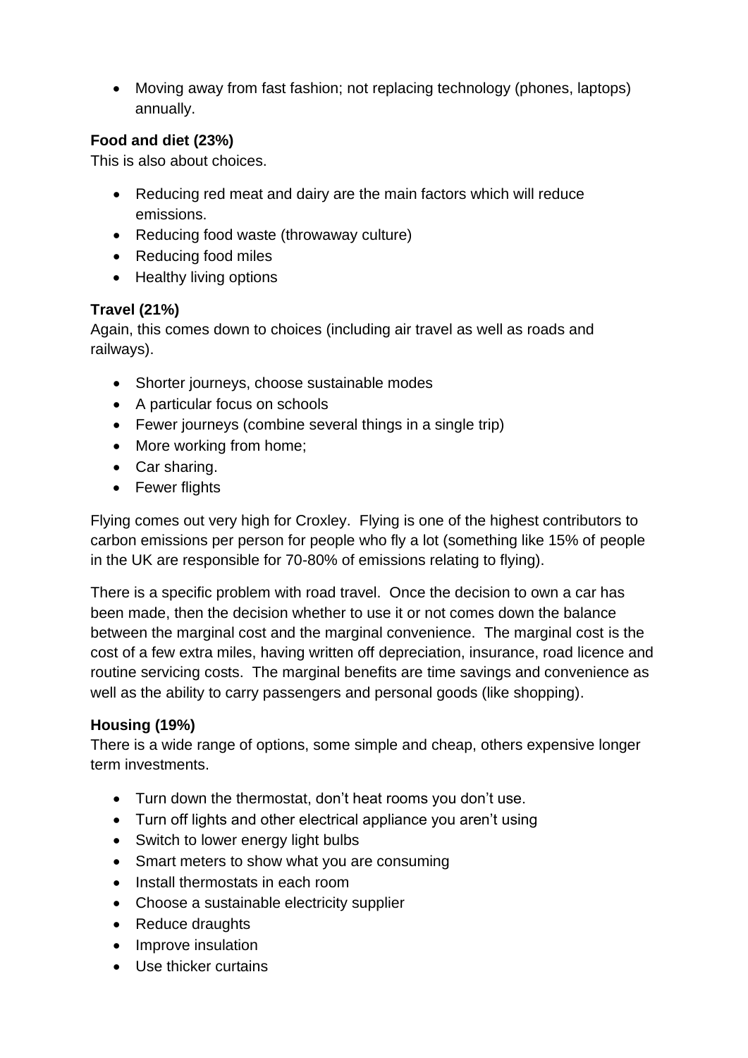- Moving away from fast fashion; not replacing technology (phones, laptops) annually.

**Food and diet (23%)**
This is also about choices.

- Reducing red meat and dairy are the main factors which will reduce emissions.
- Reducing food waste (throwaway culture)
- Reducing food miles
- Healthy living options

**Travel (21%)**
Again, this comes down to choices (including air travel as well as roads and railways).

- Shorter journeys, choose sustainable modes
- A particular focus on schools
- Fewer journeys (combine several things in a single trip)
- More working from home;
- Car sharing.
- Fewer flights

Flying comes out very high for Croxley. Flying is one of the highest contributors to carbon emissions per person for people who fly a lot (something like 15% of people in the UK are responsible for 70-80% of emissions relating to flying).

There is a specific problem with road travel. Once the decision to own a car has been made, then the decision whether to use it or not comes down the balance between the marginal cost and the marginal convenience. The marginal cost is the cost of a few extra miles, having written off depreciation, insurance, road licence and routine servicing costs. The marginal benefits are time savings and convenience as well as the ability to carry passengers and personal goods (like shopping).

**Housing (19%)**
There is a wide range of options, some simple and cheap, others expensive longer term investments.

- Turn down the thermostat, don't heat rooms you don't use.
- Turn off lights and other electrical appliance you aren't using
- Switch to lower energy light bulbs
- Smart meters to show what you are consuming
- Install thermostats in each room
- Choose a sustainable electricity supplier
- Reduce draughts
- Improve insulation
- Use thicker curtains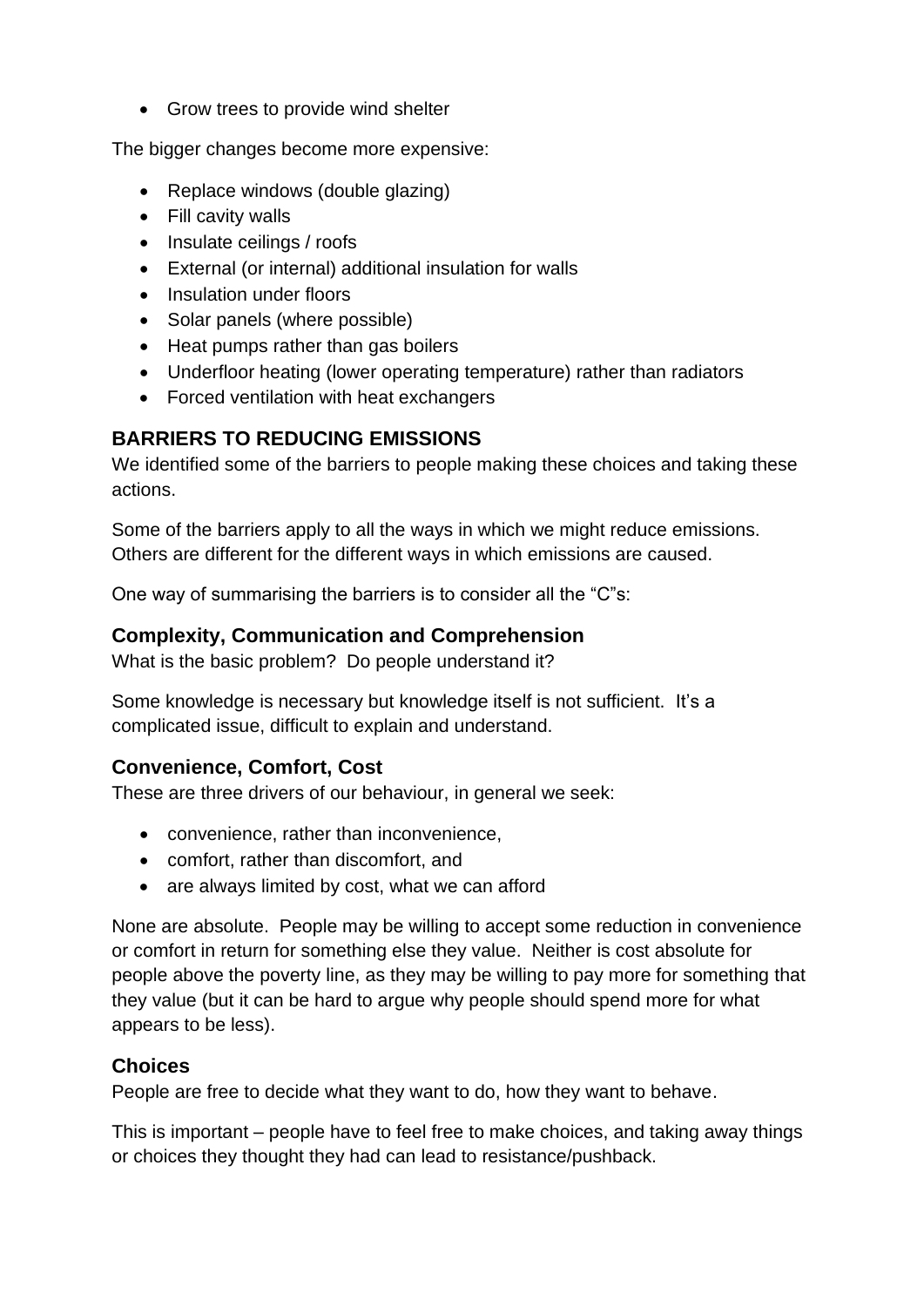- Grow trees to provide wind shelter

The bigger changes become more expensive:

- Replace windows (double glazing)
- Fill cavity walls
- Insulate ceilings / roofs
- External (or internal) additional insulation for walls
- Insulation under floors
- Solar panels (where possible)
- Heat pumps rather than gas boilers
- Underfloor heating (lower operating temperature) rather than radiators
- Forced ventilation with heat exchangers

## BARRIERS TO REDUCING EMISSIONS

We identified some of the barriers to people making these choices and taking these actions.

Some of the barriers apply to all the ways in which we might reduce emissions. Others are different for the different ways in which emissions are caused.

One way of summarising the barriers is to consider all the "C"s:

### Complexity, Communication and Comprehension

What is the basic problem? Do people understand it?

Some knowledge is necessary but knowledge itself is not sufficient. It's a complicated issue, difficult to explain and understand.

### Convenience, Comfort, Cost

These are three drivers of our behaviour, in general we seek:

- convenience, rather than inconvenience,
- comfort, rather than discomfort, and
- are always limited by cost, what we can afford

None are absolute. People may be willing to accept some reduction in convenience or comfort in return for something else they value. Neither is cost absolute for people above the poverty line, as they may be willing to pay more for something that they value (but it can be hard to argue why people should spend more for what appears to be less).

### Choices

People are free to decide what they want to do, how they want to behave.

This is important – people have to feel free to make choices, and taking away things or choices they thought they had can lead to resistance/pushback.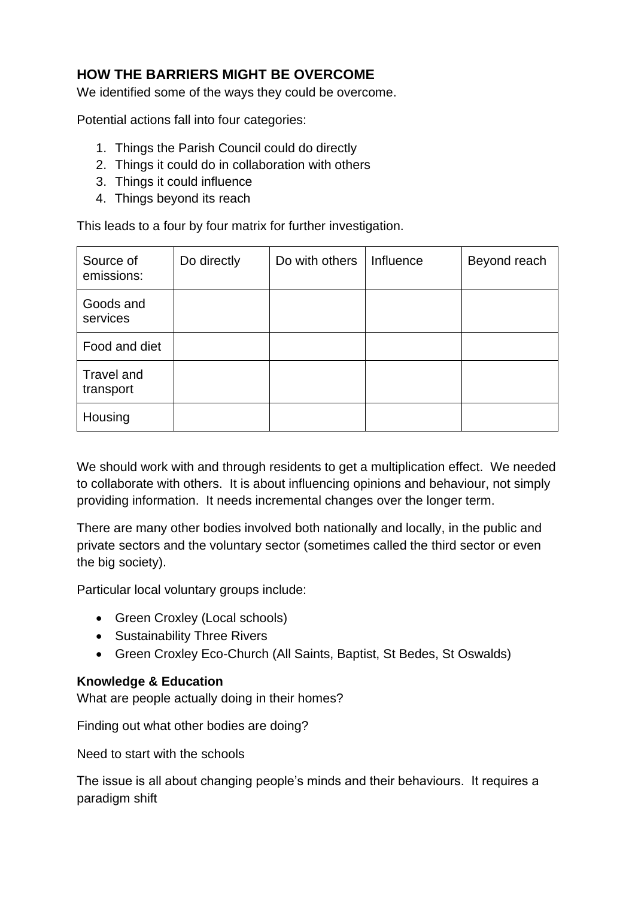## HOW THE BARRIERS MIGHT BE OVERCOME

We identified some of the ways they could be overcome.

Potential actions fall into four categories:

1. Things the Parish Council could do directly
2. Things it could do in collaboration with others
3. Things it could influence
4. Things beyond its reach

This leads to a four by four matrix for further investigation.

| Source of emissions: | Do directly | Do with others | Influence | Beyond reach |
|---|---|---|---|---|
| Goods and services | | | | |
| Food and diet | | | | |
| Travel and transport | | | | |
| Housing | | | | |

We should work with and through residents to get a multiplication effect. We needed to collaborate with others. It is about influencing opinions and behaviour, not simply providing information. It needs incremental changes over the longer term.

There are many other bodies involved both nationally and locally, in the public and private sectors and the voluntary sector (sometimes called the third sector or even the big society).

Particular local voluntary groups include:

- Green Croxley (Local schools)
- Sustainability Three Rivers
- Green Croxley Eco-Church (All Saints, Baptist, St Bedes, St Oswalds)

**Knowledge & Education**

What are people actually doing in their homes?

Finding out what other bodies are doing?

Need to start with the schools

The issue is all about changing people's minds and their behaviours. It requires a paradigm shift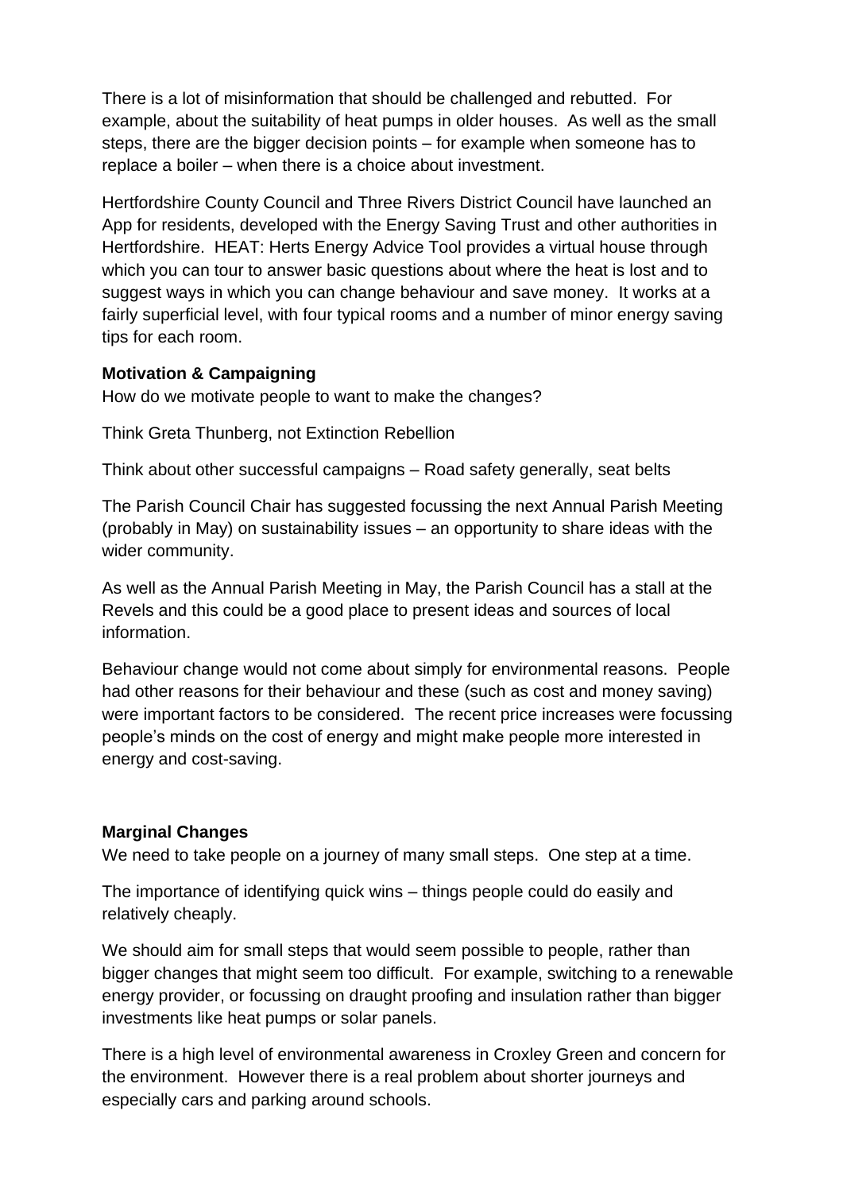There is a lot of misinformation that should be challenged and rebutted. For example, about the suitability of heat pumps in older houses. As well as the small steps, there are the bigger decision points – for example when someone has to replace a boiler – when there is a choice about investment.

Hertfordshire County Council and Three Rivers District Council have launched an App for residents, developed with the Energy Saving Trust and other authorities in Hertfordshire. HEAT: Herts Energy Advice Tool provides a virtual house through which you can tour to answer basic questions about where the heat is lost and to suggest ways in which you can change behaviour and save money. It works at a fairly superficial level, with four typical rooms and a number of minor energy saving tips for each room.

**Motivation & Campaigning**

How do we motivate people to want to make the changes?

Think Greta Thunberg, not Extinction Rebellion

Think about other successful campaigns – Road safety generally, seat belts

The Parish Council Chair has suggested focussing the next Annual Parish Meeting (probably in May) on sustainability issues – an opportunity to share ideas with the wider community.

As well as the Annual Parish Meeting in May, the Parish Council has a stall at the Revels and this could be a good place to present ideas and sources of local information.

Behaviour change would not come about simply for environmental reasons. People had other reasons for their behaviour and these (such as cost and money saving) were important factors to be considered. The recent price increases were focussing people's minds on the cost of energy and might make people more interested in energy and cost-saving.

**Marginal Changes**

We need to take people on a journey of many small steps. One step at a time.

The importance of identifying quick wins – things people could do easily and relatively cheaply.

We should aim for small steps that would seem possible to people, rather than bigger changes that might seem too difficult. For example, switching to a renewable energy provider, or focussing on draught proofing and insulation rather than bigger investments like heat pumps or solar panels.

There is a high level of environmental awareness in Croxley Green and concern for the environment. However there is a real problem about shorter journeys and especially cars and parking around schools.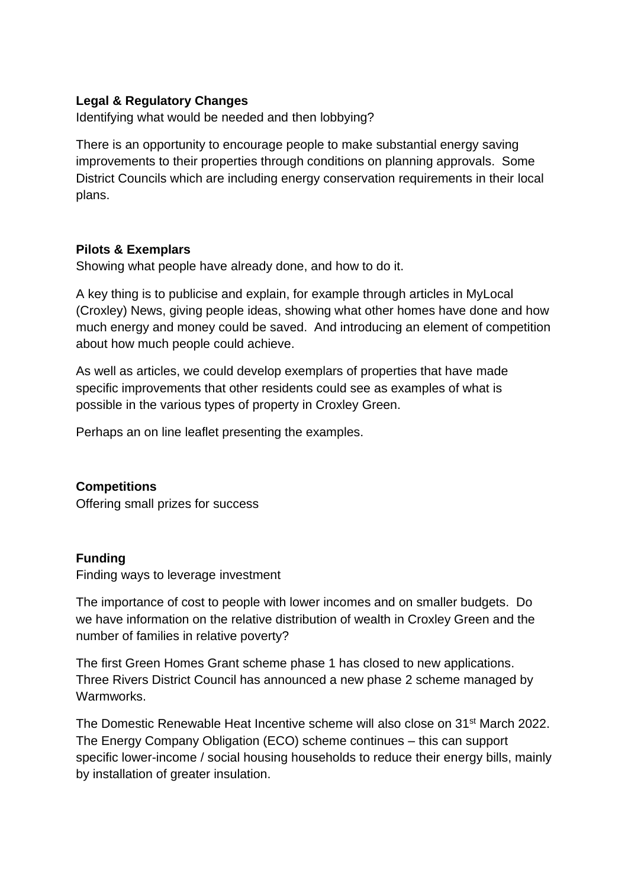**Legal & Regulatory Changes**

Identifying what would be needed and then lobbying?

There is an opportunity to encourage people to make substantial energy saving improvements to their properties through conditions on planning approvals. Some District Councils which are including energy conservation requirements in their local plans.

**Pilots & Exemplars**

Showing what people have already done, and how to do it.

A key thing is to publicise and explain, for example through articles in MyLocal (Croxley) News, giving people ideas, showing what other homes have done and how much energy and money could be saved. And introducing an element of competition about how much people could achieve.

As well as articles, we could develop exemplars of properties that have made specific improvements that other residents could see as examples of what is possible in the various types of property in Croxley Green.

Perhaps an on line leaflet presenting the examples.

**Competitions**

Offering small prizes for success

**Funding**

Finding ways to leverage investment

The importance of cost to people with lower incomes and on smaller budgets. Do we have information on the relative distribution of wealth in Croxley Green and the number of families in relative poverty?

The first Green Homes Grant scheme phase 1 has closed to new applications. Three Rivers District Council has announced a new phase 2 scheme managed by Warmworks.

The Domestic Renewable Heat Incentive scheme will also close on 31st March 2022. The Energy Company Obligation (ECO) scheme continues – this can support specific lower-income / social housing households to reduce their energy bills, mainly by installation of greater insulation.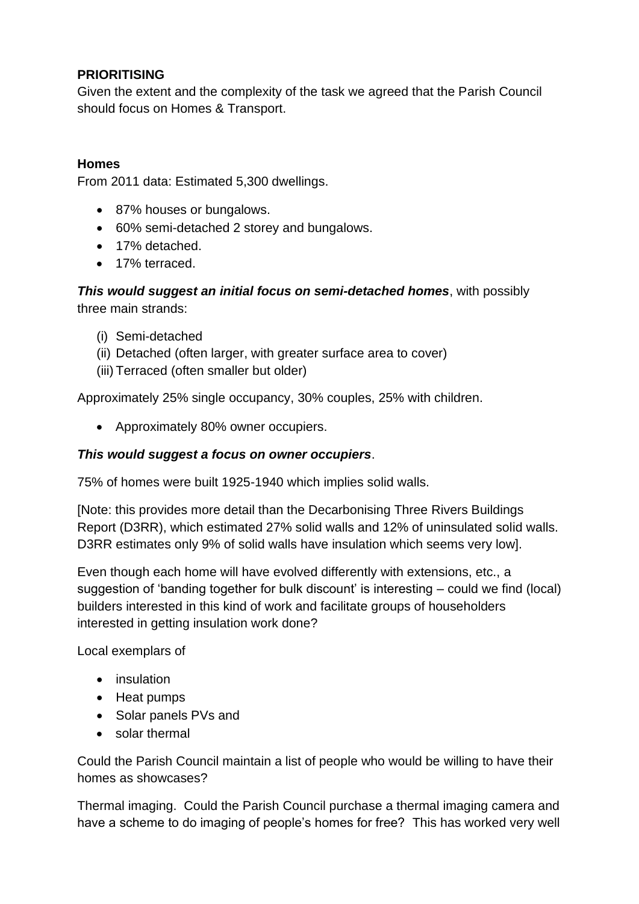**PRIORITISING**

Given the extent and the complexity of the task we agreed that the Parish Council should focus on Homes & Transport.

**Homes**

From 2011 data: Estimated 5,300 dwellings.

- 87% houses or bungalows.
- 60% semi-detached 2 storey and bungalows.
- 17% detached.
- 17% terraced.

***This would suggest an initial focus on semi-detached homes***, with possibly three main strands:

(i) Semi-detached
(ii) Detached (often larger, with greater surface area to cover)
(iii) Terraced (often smaller but older)

Approximately 25% single occupancy, 30% couples, 25% with children.

- Approximately 80% owner occupiers.

***This would suggest a focus on owner occupiers***.

75% of homes were built 1925-1940 which implies solid walls.

[Note: this provides more detail than the Decarbonising Three Rivers Buildings Report (D3RR), which estimated 27% solid walls and 12% of uninsulated solid walls. D3RR estimates only 9% of solid walls have insulation which seems very low].

Even though each home will have evolved differently with extensions, etc., a suggestion of 'banding together for bulk discount' is interesting – could we find (local) builders interested in this kind of work and facilitate groups of householders interested in getting insulation work done?

Local exemplars of

- insulation
- Heat pumps
- Solar panels PVs and
- solar thermal

Could the Parish Council maintain a list of people who would be willing to have their homes as showcases?

Thermal imaging. Could the Parish Council purchase a thermal imaging camera and have a scheme to do imaging of people's homes for free? This has worked very well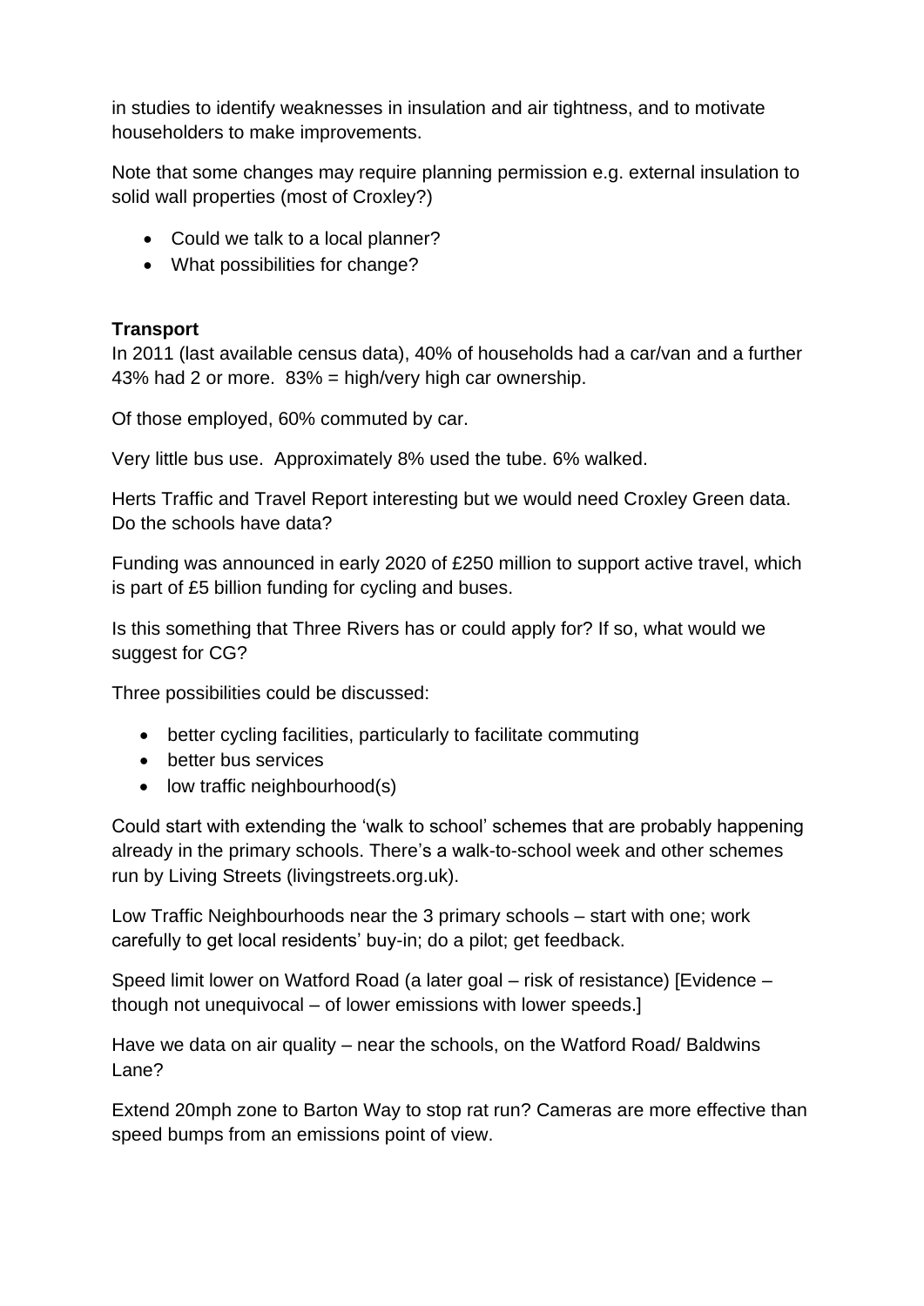in studies to identify weaknesses in insulation and air tightness, and to motivate householders to make improvements.

Note that some changes may require planning permission e.g. external insulation to solid wall properties (most of Croxley?)

- Could we talk to a local planner?
- What possibilities for change?

**Transport**

In 2011 (last available census data), 40% of households had a car/van and a further 43% had 2 or more. 83% = high/very high car ownership.

Of those employed, 60% commuted by car.

Very little bus use. Approximately 8% used the tube. 6% walked.

Herts Traffic and Travel Report interesting but we would need Croxley Green data. Do the schools have data?

Funding was announced in early 2020 of £250 million to support active travel, which is part of £5 billion funding for cycling and buses.

Is this something that Three Rivers has or could apply for? If so, what would we suggest for CG?

Three possibilities could be discussed:

- better cycling facilities, particularly to facilitate commuting
- better bus services
- low traffic neighbourhood(s)

Could start with extending the 'walk to school' schemes that are probably happening already in the primary schools. There's a walk-to-school week and other schemes run by Living Streets (livingstreets.org.uk).

Low Traffic Neighbourhoods near the 3 primary schools – start with one; work carefully to get local residents' buy-in; do a pilot; get feedback.

Speed limit lower on Watford Road (a later goal – risk of resistance) [Evidence – though not unequivocal – of lower emissions with lower speeds.]

Have we data on air quality – near the schools, on the Watford Road/ Baldwins Lane?

Extend 20mph zone to Barton Way to stop rat run? Cameras are more effective than speed bumps from an emissions point of view.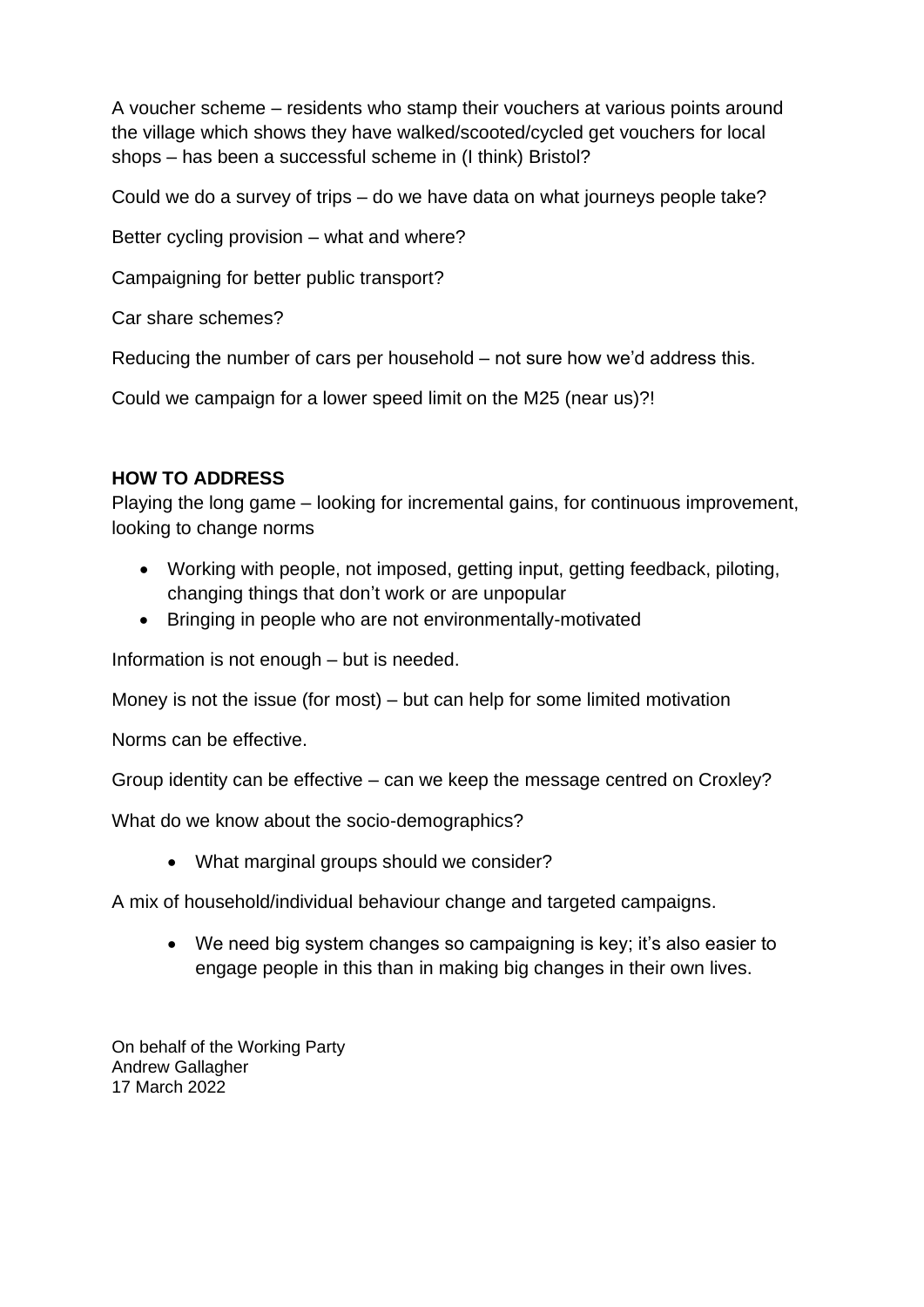A voucher scheme – residents who stamp their vouchers at various points around the village which shows they have walked/scooted/cycled get vouchers for local shops – has been a successful scheme in (I think) Bristol?

Could we do a survey of trips – do we have data on what journeys people take?

Better cycling provision – what and where?

Campaigning for better public transport?

Car share schemes?

Reducing the number of cars per household – not sure how we'd address this.

Could we campaign for a lower speed limit on the M25 (near us)?!

**HOW TO ADDRESS**

Playing the long game – looking for incremental gains, for continuous improvement, looking to change norms

- Working with people, not imposed, getting input, getting feedback, piloting, changing things that don't work or are unpopular
- Bringing in people who are not environmentally-motivated

Information is not enough – but is needed.

Money is not the issue (for most) – but can help for some limited motivation

Norms can be effective.

Group identity can be effective – can we keep the message centred on Croxley?

What do we know about the socio-demographics?

- What marginal groups should we consider?

A mix of household/individual behaviour change and targeted campaigns.

- We need big system changes so campaigning is key; it's also easier to engage people in this than in making big changes in their own lives.

On behalf of the Working Party
Andrew Gallagher
17 March 2022